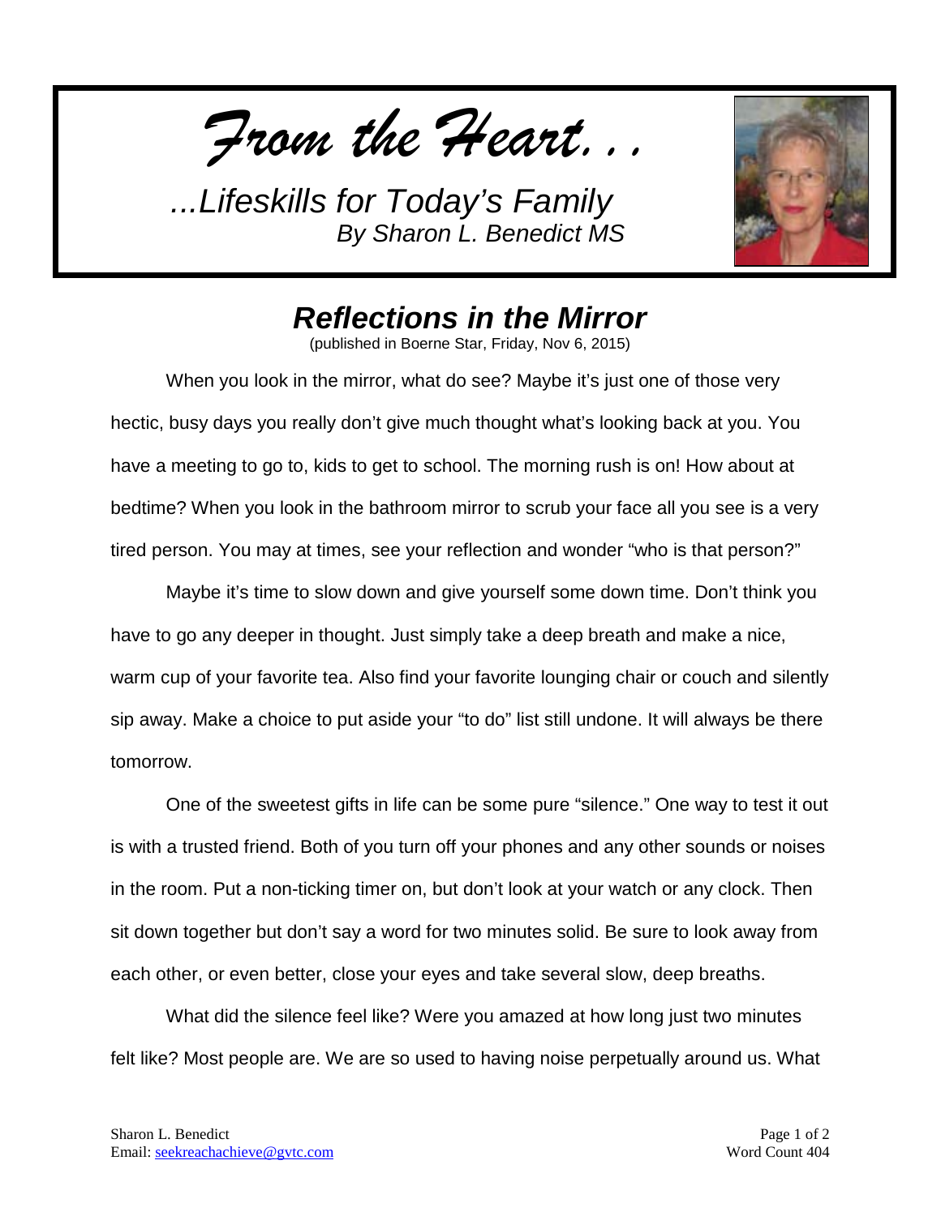*From the Heart…*

*…Lifeskills for Today's Family*
*By Sharon L. Benedict MS*

## *Reflections in the Mirror*

(published in Boerne Star, Friday, Nov 6, 2015)

When you look in the mirror, what do see? Maybe it's just one of those very hectic, busy days you really don't give much thought what's looking back at you. You have a meeting to go to, kids to get to school. The morning rush is on! How about at bedtime? When you look in the bathroom mirror to scrub your face all you see is a very tired person. You may at times, see your reflection and wonder "who is that person?"

Maybe it's time to slow down and give yourself some down time. Don't think you have to go any deeper in thought. Just simply take a deep breath and make a nice, warm cup of your favorite tea. Also find your favorite lounging chair or couch and silently sip away. Make a choice to put aside your "to do" list still undone. It will always be there tomorrow.

One of the sweetest gifts in life can be some pure "silence." One way to test it out is with a trusted friend. Both of you turn off your phones and any other sounds or noises in the room. Put a non-ticking timer on, but don't look at your watch or any clock. Then sit down together but don't say a word for two minutes solid. Be sure to look away from each other, or even better, close your eyes and take several slow, deep breaths.

What did the silence feel like? Were you amazed at how long just two minutes felt like? Most people are. We are so used to having noise perpetually around us. What

Sharon L. Benedict
Email: seekreachachieve@gvtc.com

Word Count 404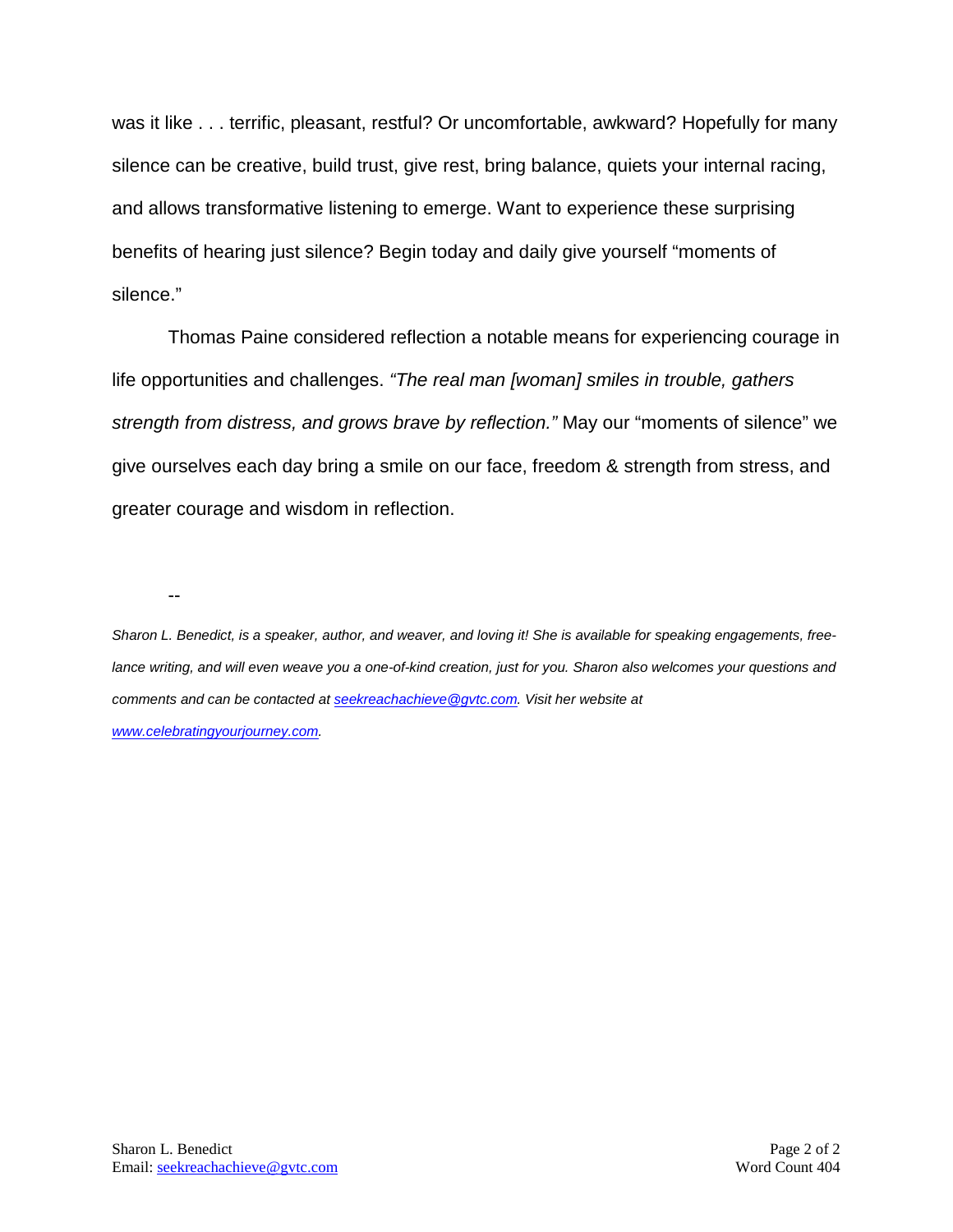was it like . . . terrific, pleasant, restful? Or uncomfortable, awkward? Hopefully for many silence can be creative, build trust, give rest, bring balance, quiets your internal racing, and allows transformative listening to emerge. Want to experience these surprising benefits of hearing just silence? Begin today and daily give yourself "moments of silence."

Thomas Paine considered reflection a notable means for experiencing courage in life opportunities and challenges. *"The real man [woman] smiles in trouble, gathers strength from distress, and grows brave by reflection."* May our "moments of silence" we give ourselves each day bring a smile on our face, freedom & strength from stress, and greater courage and wisdom in reflection.

--

*Sharon L. Benedict, is a speaker, author, and weaver, and loving it! She is available for speaking engagements, free-lance writing, and will even weave you a one-of-kind creation, just for you. Sharon also welcomes your questions and comments and can be contacted at [seekreachachieve@gvtc.com](mailto:seekreachachieve@gvtc.com). Visit her website at [www.celebratingyourjourney.com](http://www.celebratingyourjourney.com).*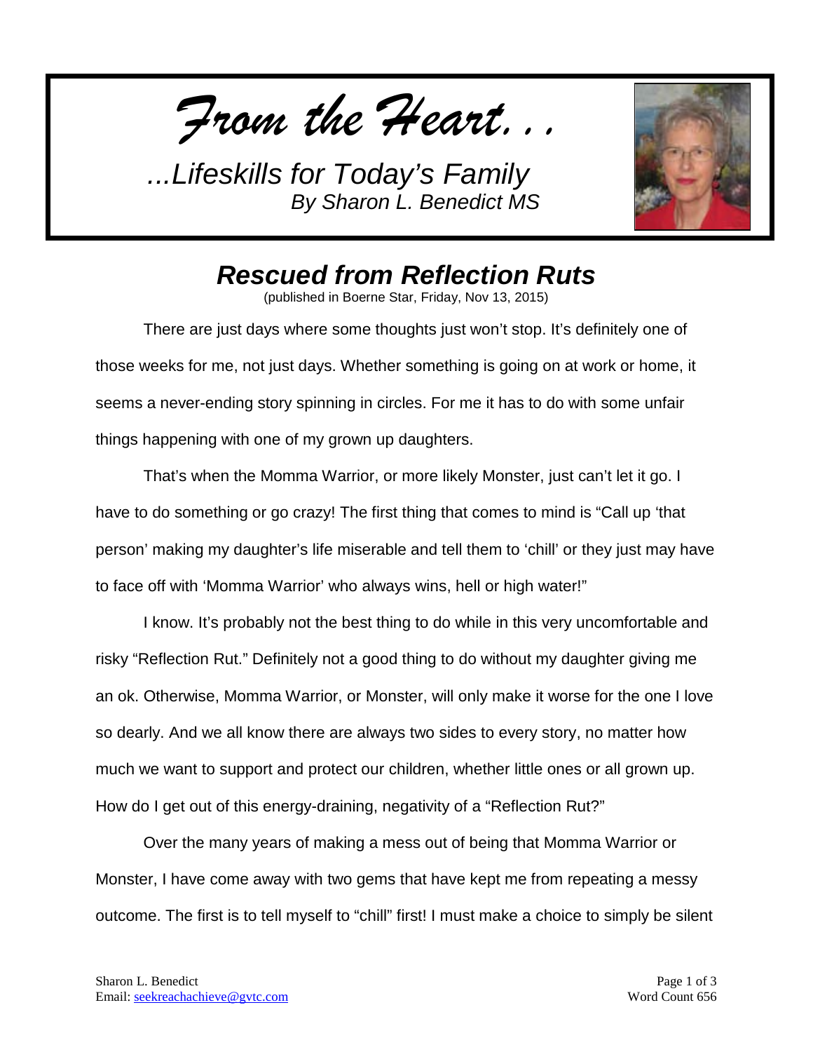*From the Heart…*

*…Lifeskills for Today's Family*
*By Sharon L. Benedict MS*

## *Rescued from Reflection Ruts*

(published in Boerne Star, Friday, Nov 13, 2015)

There are just days where some thoughts just won't stop. It's definitely one of those weeks for me, not just days. Whether something is going on at work or home, it seems a never-ending story spinning in circles. For me it has to do with some unfair things happening with one of my grown up daughters.

That's when the Momma Warrior, or more likely Monster, just can't let it go. I have to do something or go crazy! The first thing that comes to mind is "Call up 'that person' making my daughter's life miserable and tell them to 'chill' or they just may have to face off with 'Momma Warrior' who always wins, hell or high water!"

I know. It's probably not the best thing to do while in this very uncomfortable and risky "Reflection Rut." Definitely not a good thing to do without my daughter giving me an ok. Otherwise, Momma Warrior, or Monster, will only make it worse for the one I love so dearly. And we all know there are always two sides to every story, no matter how much we want to support and protect our children, whether little ones or all grown up. How do I get out of this energy-draining, negativity of a "Reflection Rut?"

Over the many years of making a mess out of being that Momma Warrior or Monster, I have come away with two gems that have kept me from repeating a messy outcome. The first is to tell myself to "chill" first! I must make a choice to simply be silent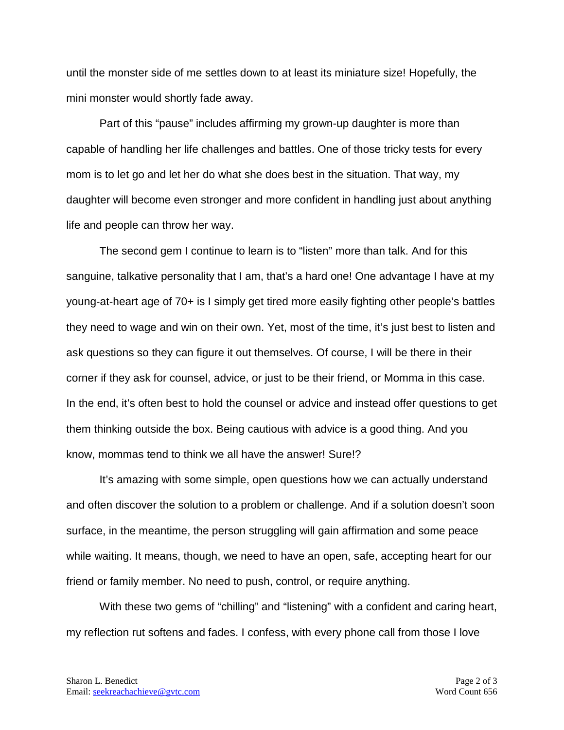until the monster side of me settles down to at least its miniature size! Hopefully, the mini monster would shortly fade away.

Part of this “pause” includes affirming my grown-up daughter is more than capable of handling her life challenges and battles. One of those tricky tests for every mom is to let go and let her do what she does best in the situation. That way, my daughter will become even stronger and more confident in handling just about anything life and people can throw her way.

The second gem I continue to learn is to “listen” more than talk. And for this sanguine, talkative personality that I am, that’s a hard one! One advantage I have at my young-at-heart age of 70+ is I simply get tired more easily fighting other people’s battles they need to wage and win on their own. Yet, most of the time, it’s just best to listen and ask questions so they can figure it out themselves. Of course, I will be there in their corner if they ask for counsel, advice, or just to be their friend, or Momma in this case. In the end, it’s often best to hold the counsel or advice and instead offer questions to get them thinking outside the box. Being cautious with advice is a good thing. And you know, mommas tend to think we all have the answer! Sure!?

It’s amazing with some simple, open questions how we can actually understand and often discover the solution to a problem or challenge. And if a solution doesn’t soon surface, in the meantime, the person struggling will gain affirmation and some peace while waiting. It means, though, we need to have an open, safe, accepting heart for our friend or family member. No need to push, control, or require anything.

With these two gems of “chilling” and “listening” with a confident and caring heart, my reflection rut softens and fades. I confess, with every phone call from those I love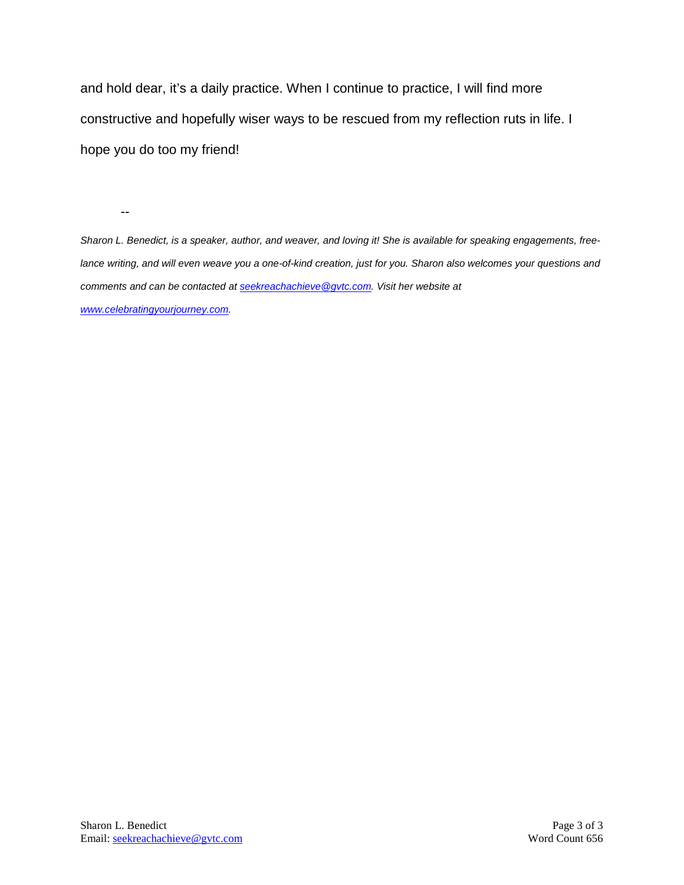and hold dear, it's a daily practice. When I continue to practice, I will find more constructive and hopefully wiser ways to be rescued from my reflection ruts in life. I hope you do too my friend!

--

*Sharon L. Benedict, is a speaker, author, and weaver, and loving it! She is available for speaking engagements, free-lance writing, and will even weave you a one-of-kind creation, just for you. Sharon also welcomes your questions and comments and can be contacted at [seekreachachieve@gvtc.com](mailto:seekreachachieve@gvtc.com). Visit her website at [www.celebratingyourjourney.com](http://www.celebratingyourjourney.com).*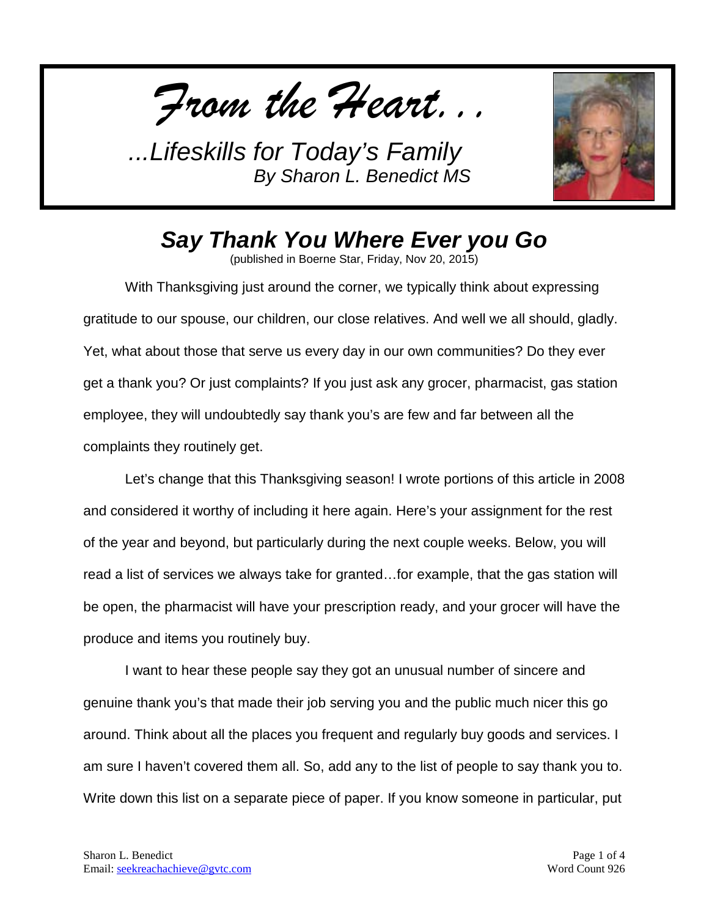*From the Heart…*

*…Lifeskills for Today's Family*
*By Sharon L. Benedict MS*

## *Say Thank You Where Ever you Go*

(published in Boerne Star, Friday, Nov 20, 2015)

With Thanksgiving just around the corner, we typically think about expressing gratitude to our spouse, our children, our close relatives. And well we all should, gladly. Yet, what about those that serve us every day in our own communities? Do they ever get a thank you? Or just complaints? If you just ask any grocer, pharmacist, gas station employee, they will undoubtedly say thank you's are few and far between all the complaints they routinely get.

Let's change that this Thanksgiving season! I wrote portions of this article in 2008 and considered it worthy of including it here again. Here's your assignment for the rest of the year and beyond, but particularly during the next couple weeks. Below, you will read a list of services we always take for granted…for example, that the gas station will be open, the pharmacist will have your prescription ready, and your grocer will have the produce and items you routinely buy.

I want to hear these people say they got an unusual number of sincere and genuine thank you's that made their job serving you and the public much nicer this go around. Think about all the places you frequent and regularly buy goods and services. I am sure I haven't covered them all. So, add any to the list of people to say thank you to. Write down this list on a separate piece of paper. If you know someone in particular, put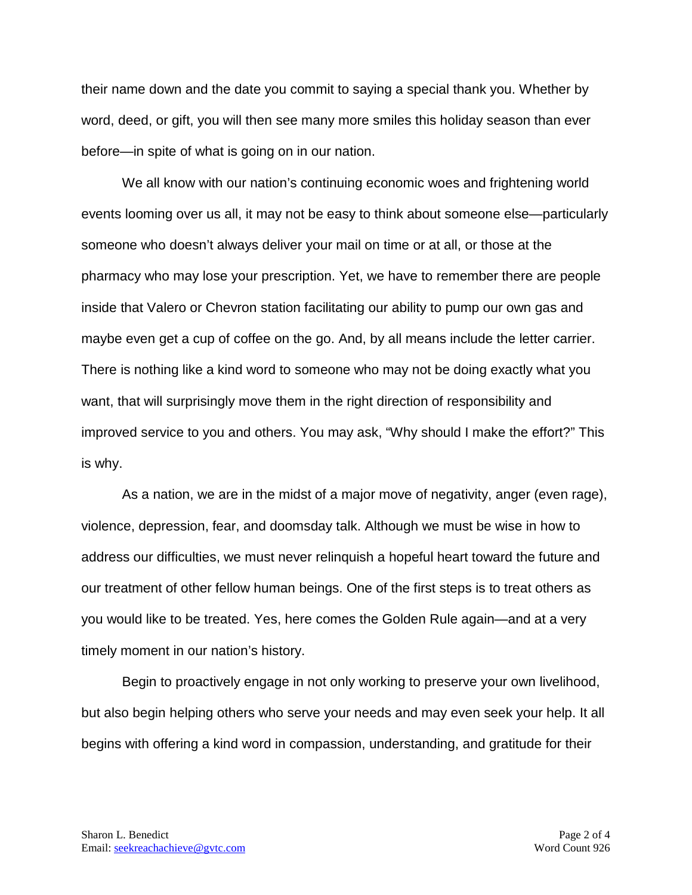their name down and the date you commit to saying a special thank you. Whether by word, deed, or gift, you will then see many more smiles this holiday season than ever before—in spite of what is going on in our nation.

We all know with our nation's continuing economic woes and frightening world events looming over us all, it may not be easy to think about someone else—particularly someone who doesn't always deliver your mail on time or at all, or those at the pharmacy who may lose your prescription. Yet, we have to remember there are people inside that Valero or Chevron station facilitating our ability to pump our own gas and maybe even get a cup of coffee on the go. And, by all means include the letter carrier. There is nothing like a kind word to someone who may not be doing exactly what you want, that will surprisingly move them in the right direction of responsibility and improved service to you and others. You may ask, "Why should I make the effort?" This is why.

As a nation, we are in the midst of a major move of negativity, anger (even rage), violence, depression, fear, and doomsday talk. Although we must be wise in how to address our difficulties, we must never relinquish a hopeful heart toward the future and our treatment of other fellow human beings. One of the first steps is to treat others as you would like to be treated. Yes, here comes the Golden Rule again—and at a very timely moment in our nation's history.

Begin to proactively engage in not only working to preserve your own livelihood, but also begin helping others who serve your needs and may even seek your help. It all begins with offering a kind word in compassion, understanding, and gratitude for their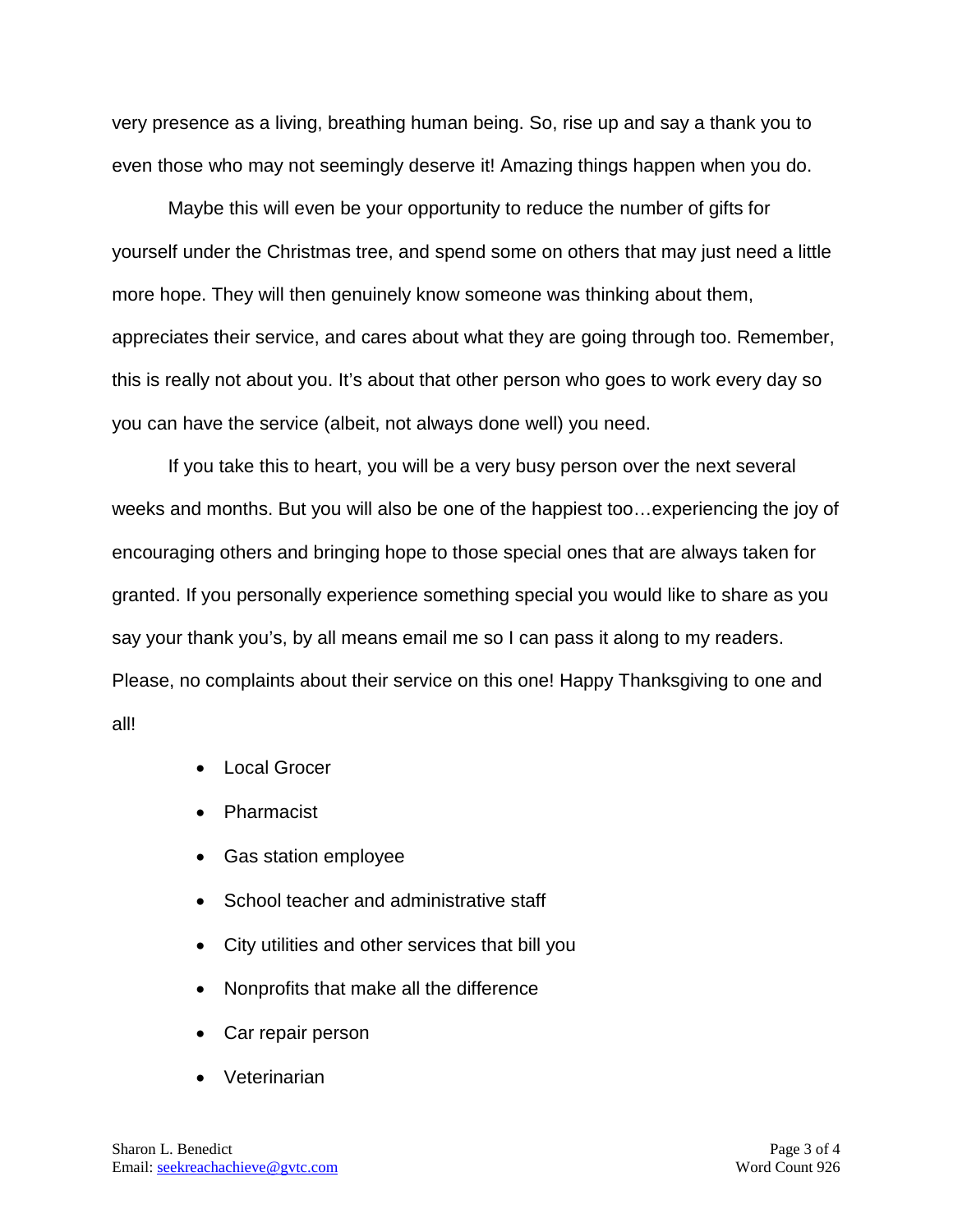very presence as a living, breathing human being. So, rise up and say a thank you to even those who may not seemingly deserve it! Amazing things happen when you do.

Maybe this will even be your opportunity to reduce the number of gifts for yourself under the Christmas tree, and spend some on others that may just need a little more hope. They will then genuinely know someone was thinking about them, appreciates their service, and cares about what they are going through too. Remember, this is really not about you. It's about that other person who goes to work every day so you can have the service (albeit, not always done well) you need.

If you take this to heart, you will be a very busy person over the next several weeks and months. But you will also be one of the happiest too…experiencing the joy of encouraging others and bringing hope to those special ones that are always taken for granted. If you personally experience something special you would like to share as you say your thank you's, by all means email me so I can pass it along to my readers. Please, no complaints about their service on this one! Happy Thanksgiving to one and all!

- Local Grocer
- Pharmacist
- Gas station employee
- School teacher and administrative staff
- City utilities and other services that bill you
- Nonprofits that make all the difference
- Car repair person
- Veterinarian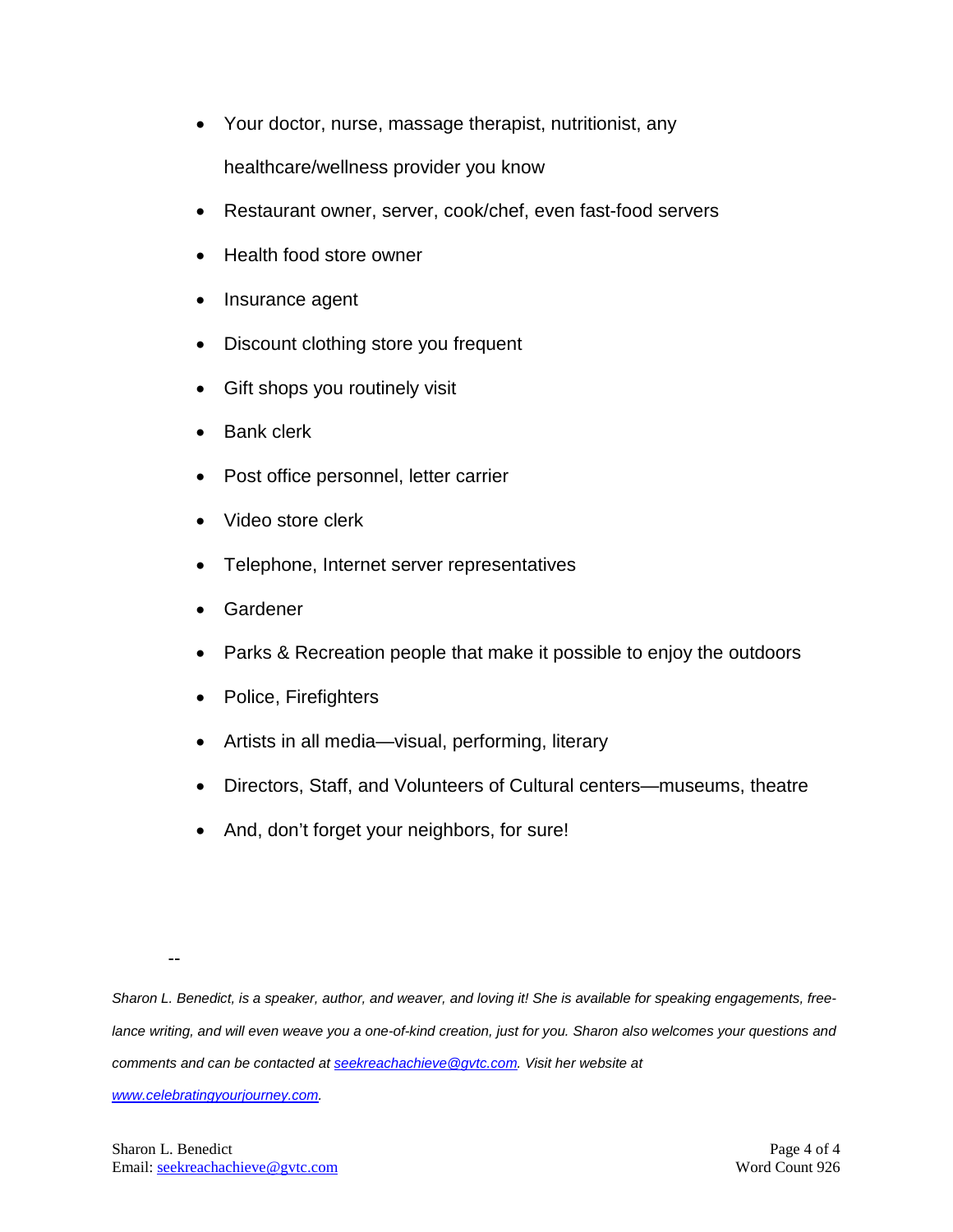- Your doctor, nurse, massage therapist, nutritionist, any healthcare/wellness provider you know
- Restaurant owner, server, cook/chef, even fast-food servers
- Health food store owner
- Insurance agent
- Discount clothing store you frequent
- Gift shops you routinely visit
- Bank clerk
- Post office personnel, letter carrier
- Video store clerk
- Telephone, Internet server representatives
- Gardener
- Parks & Recreation people that make it possible to enjoy the outdoors
- Police, Firefighters
- Artists in all media—visual, performing, literary
- Directors, Staff, and Volunteers of Cultural centers—museums, theatre
- And, don't forget your neighbors, for sure!

--

*Sharon L. Benedict, is a speaker, author, and weaver, and loving it! She is available for speaking engagements, free-lance writing, and will even weave you a one-of-kind creation, just for you. Sharon also welcomes your questions and comments and can be contacted at [seekreachachieve@gvtc.com](mailto:seekreachachieve@gvtc.com). Visit her website at [www.celebratingyourjourney.com](http://www.celebratingyourjourney.com).*

Sharon L. Benedict
Email: [seekreachachieve@gvtc.com](mailto:seekreachachieve@gvtc.com)

Word Count 926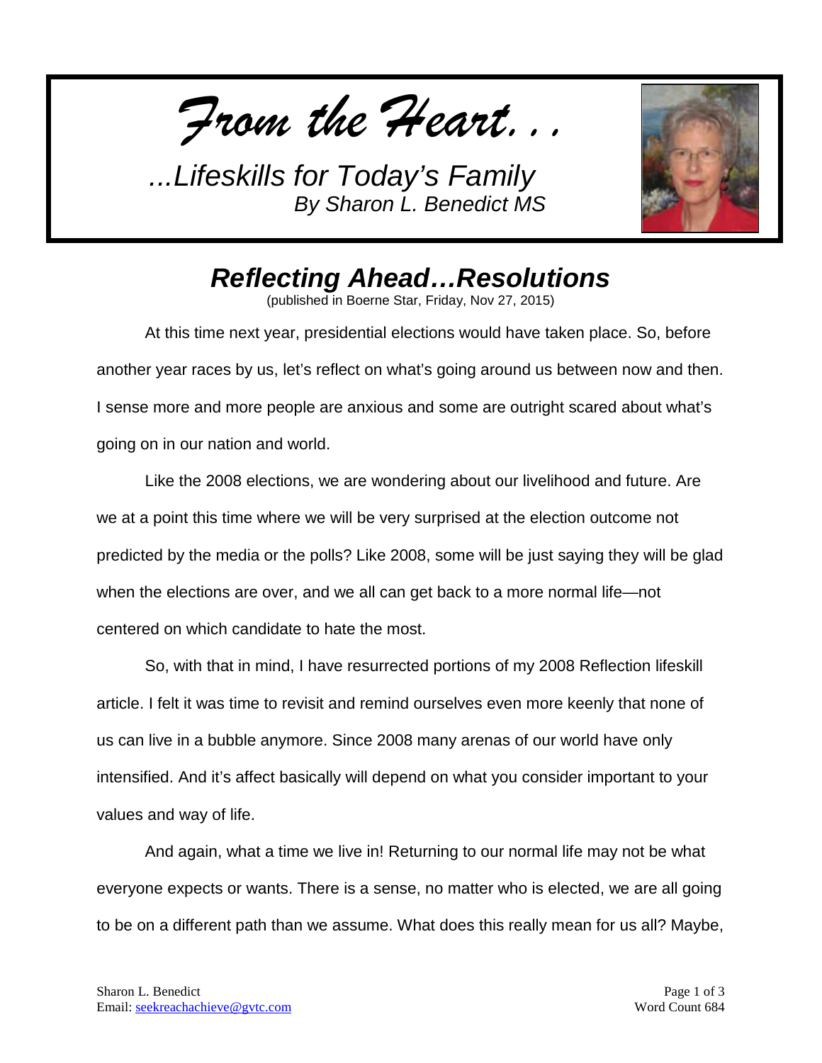*From the Heart…*

*…Lifeskills for Today's Family*
*By Sharon L. Benedict MS*

## *Reflecting Ahead…Resolutions*

(published in Boerne Star, Friday, Nov 27, 2015)

At this time next year, presidential elections would have taken place. So, before another year races by us, let's reflect on what's going around us between now and then. I sense more and more people are anxious and some are outright scared about what's going on in our nation and world.

Like the 2008 elections, we are wondering about our livelihood and future. Are we at a point this time where we will be very surprised at the election outcome not predicted by the media or the polls? Like 2008, some will be just saying they will be glad when the elections are over, and we all can get back to a more normal life—not centered on which candidate to hate the most.

So, with that in mind, I have resurrected portions of my 2008 Reflection lifeskill article. I felt it was time to revisit and remind ourselves even more keenly that none of us can live in a bubble anymore. Since 2008 many arenas of our world have only intensified. And it's affect basically will depend on what you consider important to your values and way of life.

And again, what a time we live in! Returning to our normal life may not be what everyone expects or wants. There is a sense, no matter who is elected, we are all going to be on a different path than we assume. What does this really mean for us all? Maybe,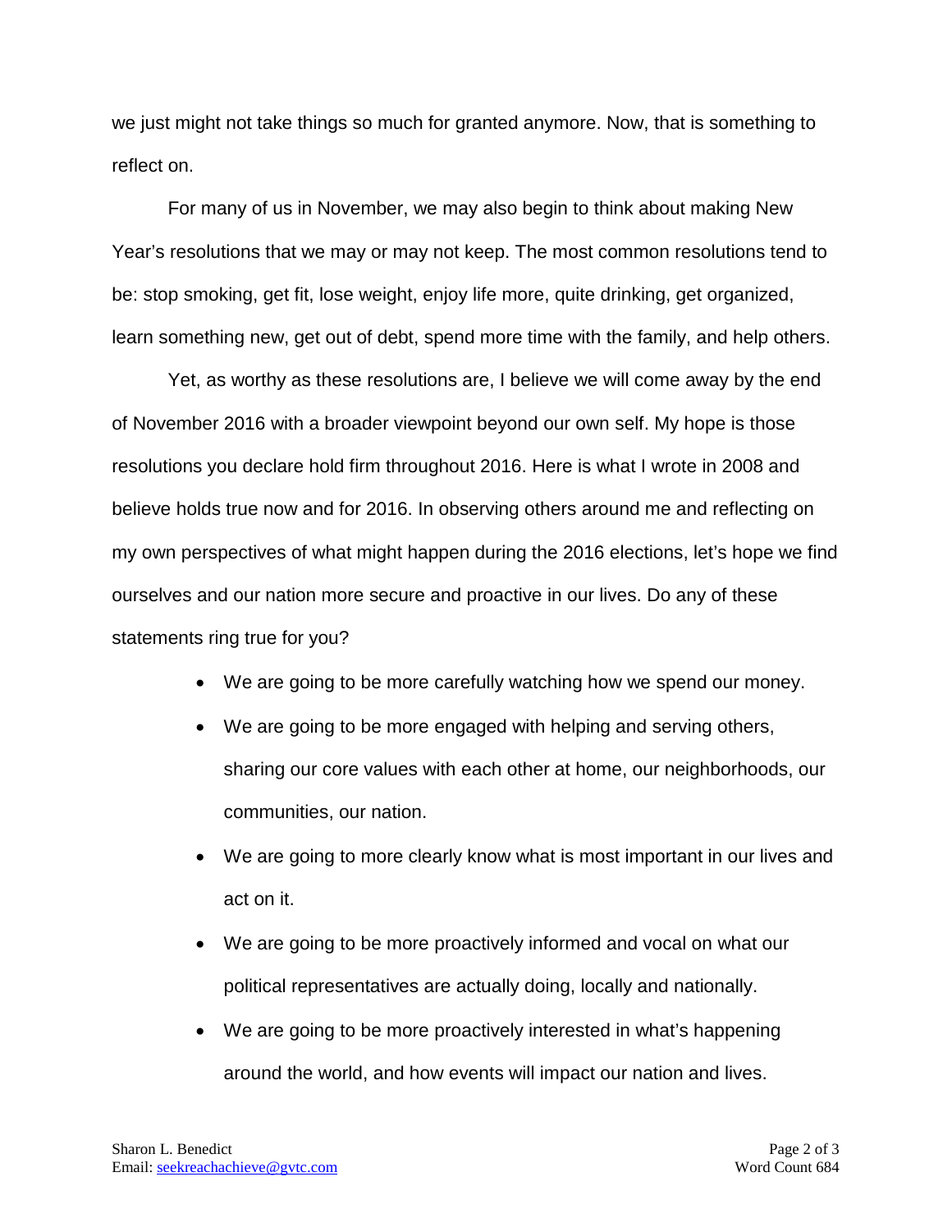we just might not take things so much for granted anymore. Now, that is something to reflect on.

For many of us in November, we may also begin to think about making New Year's resolutions that we may or may not keep. The most common resolutions tend to be: stop smoking, get fit, lose weight, enjoy life more, quite drinking, get organized, learn something new, get out of debt, spend more time with the family, and help others.

Yet, as worthy as these resolutions are, I believe we will come away by the end of November 2016 with a broader viewpoint beyond our own self. My hope is those resolutions you declare hold firm throughout 2016. Here is what I wrote in 2008 and believe holds true now and for 2016. In observing others around me and reflecting on my own perspectives of what might happen during the 2016 elections, let's hope we find ourselves and our nation more secure and proactive in our lives. Do any of these statements ring true for you?

- We are going to be more carefully watching how we spend our money.
- We are going to be more engaged with helping and serving others, sharing our core values with each other at home, our neighborhoods, our communities, our nation.
- We are going to more clearly know what is most important in our lives and act on it.
- We are going to be more proactively informed and vocal on what our political representatives are actually doing, locally and nationally.
- We are going to be more proactively interested in what's happening around the world, and how events will impact our nation and lives.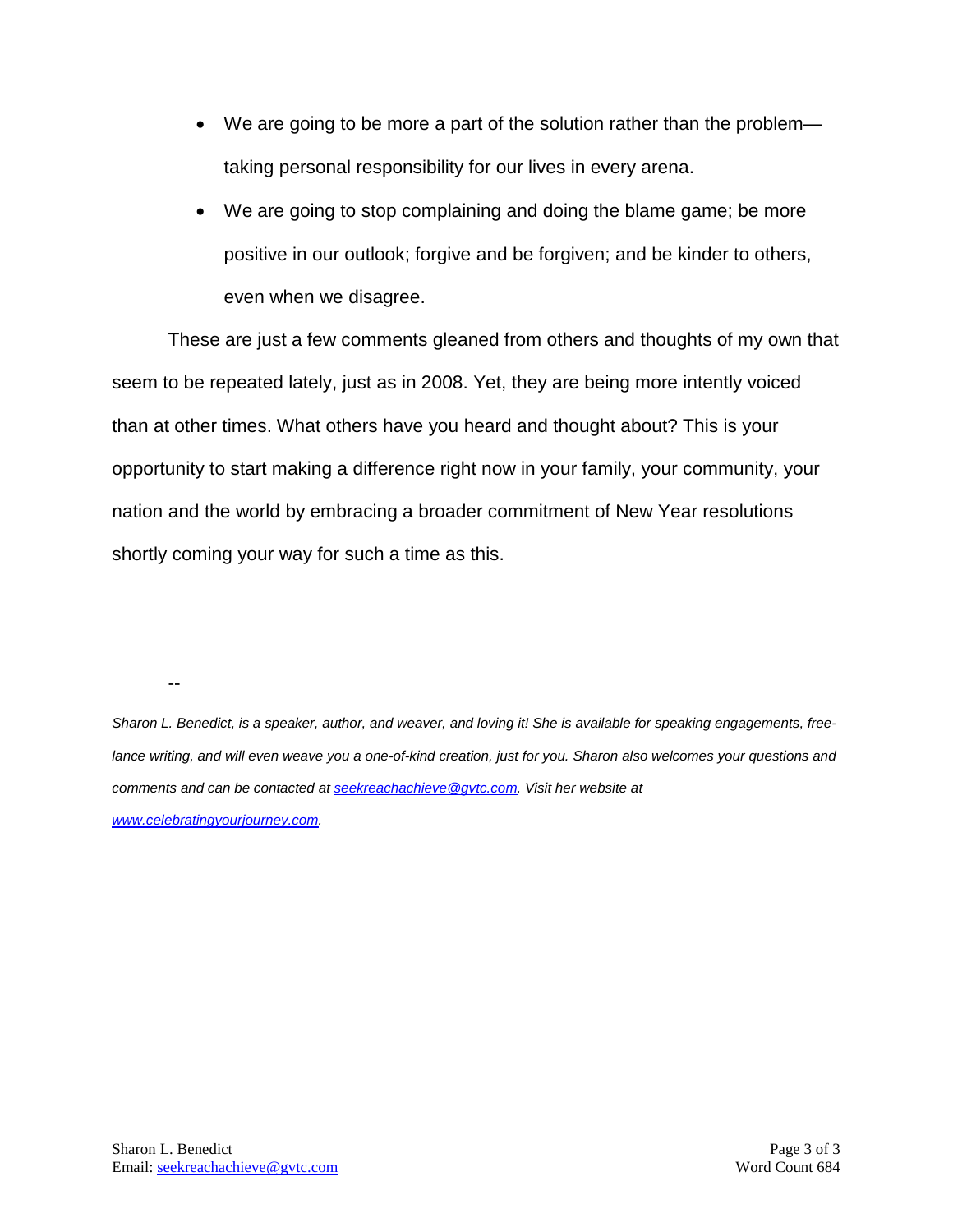- We are going to be more a part of the solution rather than the problem—taking personal responsibility for our lives in every arena.
- We are going to stop complaining and doing the blame game; be more positive in our outlook; forgive and be forgiven; and be kinder to others, even when we disagree.

These are just a few comments gleaned from others and thoughts of my own that seem to be repeated lately, just as in 2008. Yet, they are being more intently voiced than at other times. What others have you heard and thought about? This is your opportunity to start making a difference right now in your family, your community, your nation and the world by embracing a broader commitment of New Year resolutions shortly coming your way for such a time as this.

--

*Sharon L. Benedict, is a speaker, author, and weaver, and loving it! She is available for speaking engagements, free-lance writing, and will even weave you a one-of-kind creation, just for you. Sharon also welcomes your questions and comments and can be contacted at [seekreachachieve@gvtc.com](mailto:seekreachachieve@gvtc.com). Visit her website at [www.celebratingyourjourney.com](http://www.celebratingyourjourney.com).*